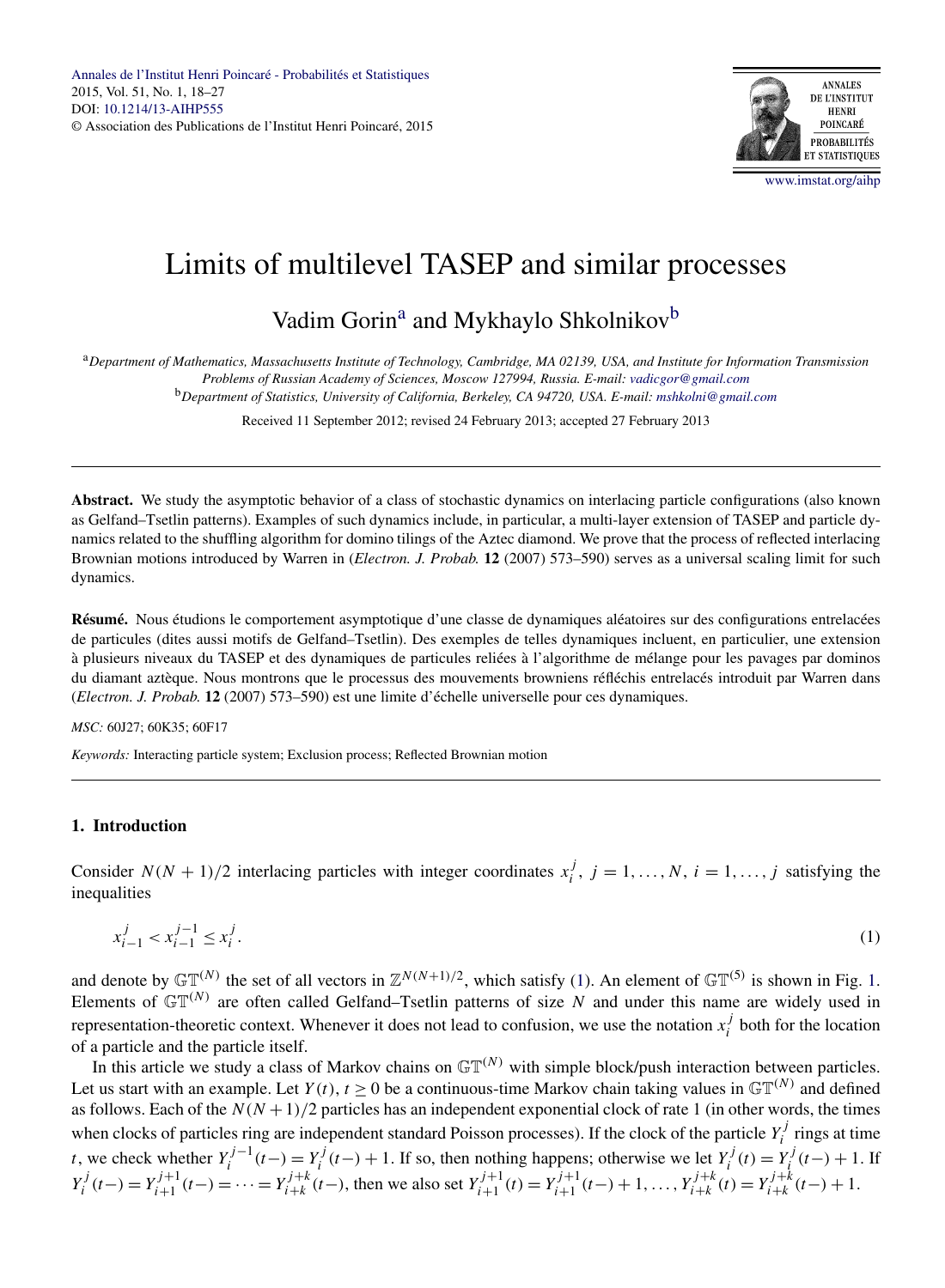# Limits of multilevel TASEP and similar processes

Vadim Gorin[a] and Mykhaylo Shkolnikov[b]

[a]*Department of Mathematics, Massachusetts Institute of Technology, Cambridge, MA 02139, USA, and Institute for Information Transmission Problems of Russian Academy of Sciences, Moscow 127994, Russia. E-mail: vadicgor@gmail.com*

[b]*Department of Statistics, University of California, Berkeley, CA 94720, USA. E-mail: mshkolni@gmail.com*

Received 11 September 2012; revised 24 February 2013; accepted 27 February 2013

**Abstract.** We study the asymptotic behavior of a class of stochastic dynamics on interlacing particle configurations (also known as Gelfand–Tsetlin patterns). Examples of such dynamics include, in particular, a multi-layer extension of TASEP and particle dynamics related to the shuffling algorithm for domino tilings of the Aztec diamond. We prove that the process of reflected interlacing Brownian motions introduced by Warren in (*Electron. J. Probab.* **12** (2007) 573–590) serves as a universal scaling limit for such dynamics.

**Résumé.** Nous étudions le comportement asymptotique d'une classe de dynamiques aléatoires sur des configurations entrelacées de particules (dites aussi motifs de Gelfand–Tsetlin). Des exemples de telles dynamiques incluent, en particulier, une extension à plusieurs niveaux du TASEP et des dynamiques de particules reliées à l'algorithme de mélange pour les pavages par dominos du diamant aztèque. Nous montrons que le processus des mouvements browniens réfléchis entrelacés introduit par Warren dans (*Electron. J. Probab.* **12** (2007) 573–590) est une limite d'échelle universelle pour ces dynamiques.

*MSC:* 60J27; 60K35; 60F17

*Keywords:* Interacting particle system; Exclusion process; Reflected Brownian motion

## 1. Introduction

Consider $N(N+1)/2$ interlacing particles with integer coordinates $x_i^j$, $j = 1, \dots, N$, $i = 1, \dots, j$ satisfying the inequalities

$$x_{i-1}^j < x_{i-1}^{j-1} \le x_i^j. \tag{1}$$

and denote by $\mathbb{GT}^{(N)}$ the set of all vectors in $\mathbb{Z}^{N(N+1)/2}$, which satisfy (1). An element of $\mathbb{GT}^{(5)}$ is shown in Fig. 1. Elements of $\mathbb{GT}^{(N)}$ are often called Gelfand–Tsetlin patterns of size $N$ and under this name are widely used in representation-theoretic context. Whenever it does not lead to confusion, we use the notation $x_i^j$ both for the location of a particle and the particle itself.

In this article we study a class of Markov chains on $\mathbb{GT}^{(N)}$ with simple block/push interaction between particles. Let us start with an example. Let $Y(t)$, $t \ge 0$ be a continuous-time Markov chain taking values in $\mathbb{GT}^{(N)}$ and defined as follows. Each of the $N(N+1)/2$ particles has an independent exponential clock of rate 1 (in other words, the times when clocks of particles ring are independent standard Poisson processes). If the clock of the particle $Y_i^j$ rings at time $t$, we check whether $Y_i^{j-1}(t-) = Y_i^j(t-) + 1$. If so, then nothing happens; otherwise we let $Y_i^j(t) = Y_i^j(t-) + 1$. If $Y_i^j(t-) = Y_{i+1}^{j+1}(t-) = \cdots = Y_{i+k}^{j+k}(t-)$, then we also set $Y_{i+1}^{j+1}(t) = Y_{i+1}^{j+1}(t-) + 1, \dots, Y_{i+k}^{j+k}(t) = Y_{i+k}^{j+k}(t-) + 1$.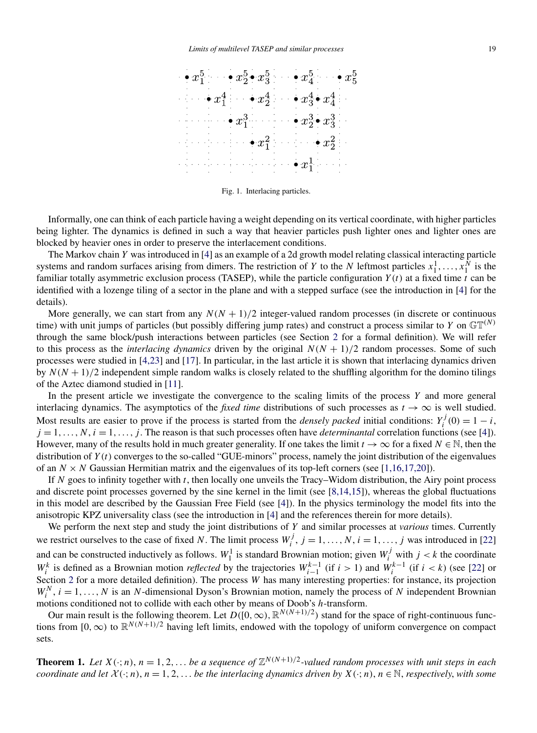Fig. 1. Interlacing particles.

Informally, one can think of each particle having a weight depending on its vertical coordinate, with higher particles being lighter. The dynamics is defined in such a way that heavier particles push lighter ones and lighter ones are blocked by heavier ones in order to preserve the interlacement conditions.

The Markov chain $Y$ was introduced in [4] as an example of a 2d growth model relating classical interacting particle systems and random surfaces arising from dimers. The restriction of $Y$ to the $N$ leftmost particles $x_1^1, \dots, x_1^N$ is the familiar totally asymmetric exclusion process (TASEP), while the particle configuration $Y(t)$ at a fixed time $t$ can be identified with a lozenge tiling of a sector in the plane and with a stepped surface (see the introduction in [4] for the details).

More generally, we can start from any $N(N+1)/2$ integer-valued random processes (in discrete or continuous time) with unit jumps of particles (but possibly differing jump rates) and construct a process similar to $Y$ on $\mathbb{GT}^{(N)}$ through the same block/push interactions between particles (see Section 2 for a formal definition). We will refer to this process as the *interlacing dynamics* driven by the original $N(N+1)/2$ random processes. Some of such processes were studied in [4,23] and [17]. In particular, in the last article it is shown that interlacing dynamics driven by $N(N+1)/2$ independent simple random walks is closely related to the shuffling algorithm for the domino tilings of the Aztec diamond studied in [11].

In the present article we investigate the convergence to the scaling limits of the process $Y$ and more general interlacing dynamics. The asymptotics of the *fixed time* distributions of such processes as $t \to \infty$ is well studied. Most results are easier to prove if the process is started from the *densely packed* initial conditions: $Y_i^j(0) = 1 - i$, $j = 1, \dots, N$, $i = 1, \dots, j$. The reason is that such processes often have *determinantal* correlation functions (see [4]). However, many of the results hold in much greater generality. If one takes the limit $t \to \infty$ for a fixed $N \in \mathbb{N}$, then the distribution of $Y(t)$ converges to the so-called "GUE-minors" process, namely the joint distribution of the eigenvalues of an $N \times N$ Gaussian Hermitian matrix and the eigenvalues of its top-left corners (see [1,16,17,20]).

If $N$ goes to infinity together with $t$, then locally one unveils the Tracy–Widom distribution, the Airy point process and discrete point processes governed by the sine kernel in the limit (see [8,14,15]), whereas the global fluctuations in this model are described by the Gaussian Free Field (see [4]). In the physics terminology the model fits into the anisotropic KPZ universality class (see the introduction in [4] and the references therein for more details).

We perform the next step and study the joint distributions of $Y$ and similar processes at *various* times. Currently we restrict ourselves to the case of fixed $N$. The limit process $W_i^j$, $j = 1, \dots, N$, $i = 1, \dots, j$ was introduced in [22] and can be constructed inductively as follows. $W_1^1$ is standard Brownian motion; given $W_i^j$ with $j < k$ the coordinate $W_i^k$ is defined as a Brownian motion *reflected* by the trajectories $W_{i-1}^{k-1}$ (if $i > 1$) and $W_i^{k-1}$ (if $i < k$) (see [22] or Section 2 for a more detailed definition). The process $W$ has many interesting properties: for instance, its projection $W_i^N$, $i = 1, \dots, N$ is an $N$-dimensional Dyson's Brownian motion, namely the process of $N$ independent Brownian motions conditioned not to collide with each other by means of Doob's $h$-transform.

Our main result is the following theorem. Let $D([0,\infty), \mathbb{R}^{N(N+1)/2})$ stand for the space of right-continuous functions from $[0,\infty)$ to $\mathbb{R}^{N(N+1)/2}$ having left limits, endowed with the topology of uniform convergence on compact sets.

**Theorem 1.** *Let $X(\cdot; n)$, $n = 1, 2, \dots$ be a sequence of $\mathbb{Z}^{N(N+1)/2}$-valued random processes with unit steps in each coordinate and let $\mathcal{X}(\cdot; n)$, $n = 1, 2, \dots$ be the interlacing dynamics driven by $X(\cdot; n)$, $n \in \mathbb{N}$, respectively, with some*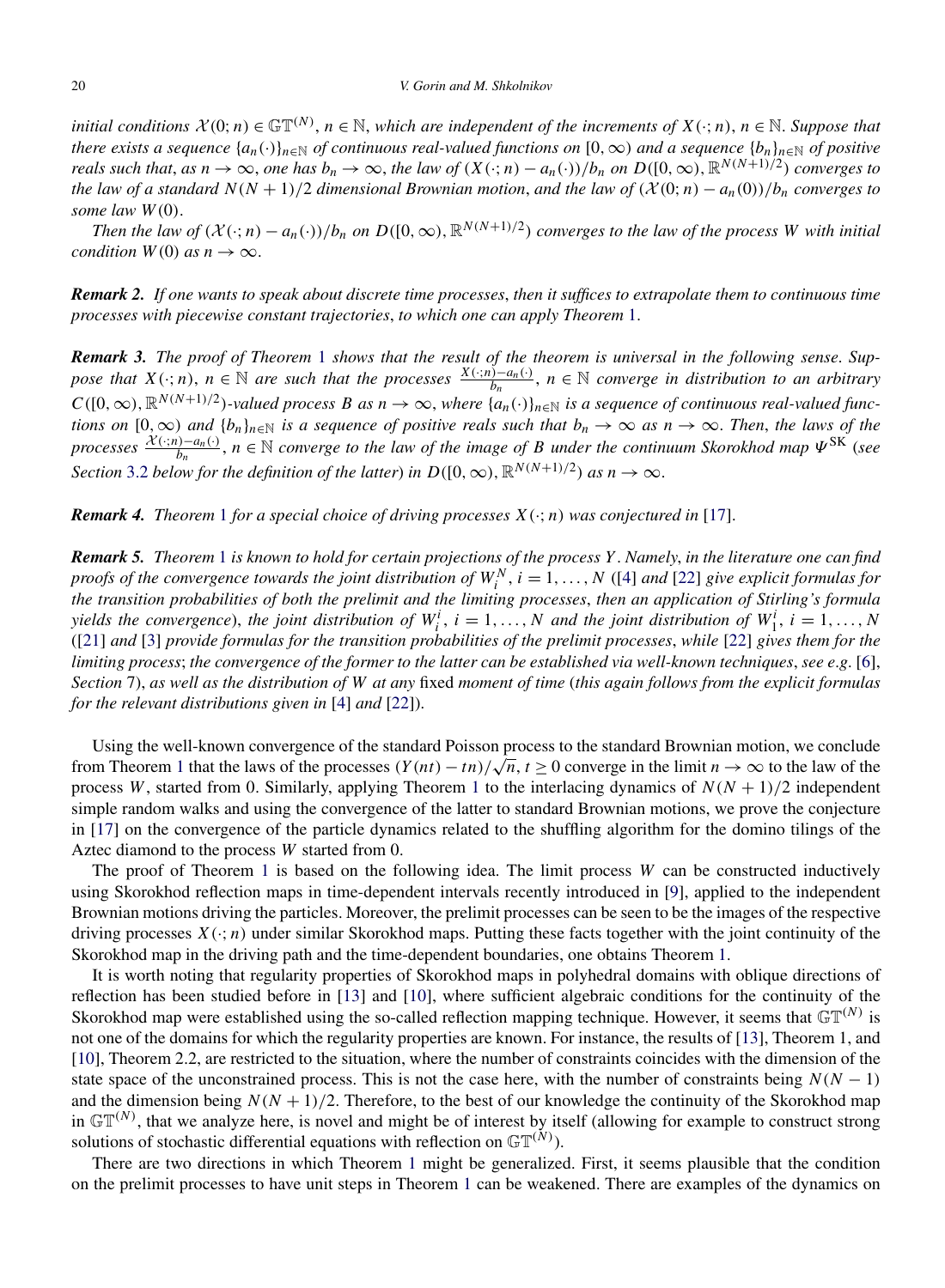*initial conditions $\mathcal{X}(0;n) \in \mathbb{GT}^{(N)}$, $n \in \mathbb{N}$, which are independent of the increments of $X(\cdot;n)$, $n \in \mathbb{N}$. Suppose that there exists a sequence $\{a_n(\cdot)\}_{n\in\mathbb{N}}$ of continuous real-valued functions on $[0,\infty)$ and a sequence $\{b_n\}_{n\in\mathbb{N}}$ of positive reals such that, as $n \to \infty$, one has $b_n \to \infty$, the law of $(X(\cdot;n) - a_n(\cdot))/b_n$ on $D([0,\infty), \mathbb{R}^{N(N+1)/2})$ converges to the law of a standard $N(N+1)/2$ dimensional Brownian motion, and the law of $(\mathcal{X}(0;n) - a_n(0))/b_n$ converges to some law $W(0)$.*

*Then the law of $(\mathcal{X}(\cdot;n) - a_n(\cdot))/b_n$ on $D([0,\infty), \mathbb{R}^{N(N+1)/2})$ converges to the law of the process $W$ with initial condition $W(0)$ as $n \to \infty$.*

***Remark 2.*** *If one wants to speak about discrete time processes, then it suffices to extrapolate them to continuous time processes with piecewise constant trajectories, to which one can apply Theorem 1.*

***Remark 3.*** *The proof of Theorem 1 shows that the result of the theorem is universal in the following sense. Suppose that $X(\cdot;n)$, $n \in \mathbb{N}$ are such that the processes $\frac{X(\cdot;n)-a_n(\cdot)}{b_n}$, $n \in \mathbb{N}$ converge in distribution to an arbitrary $C([0,\infty), \mathbb{R}^{N(N+1)/2})$-valued process $B$ as $n \to \infty$, where $\{a_n(\cdot)\}_{n\in\mathbb{N}}$ is a sequence of continuous real-valued functions on $[0,\infty)$ and $\{b_n\}_{n\in\mathbb{N}}$ is a sequence of positive reals such that $b_n \to \infty$ as $n \to \infty$. Then, the laws of the processes $\frac{\mathcal{X}(\cdot;n)-a_n(\cdot)}{b_n}$, $n \in \mathbb{N}$ converge to the law of the image of $B$ under the continuum Skorokhod map $\Psi^{\mathrm{SK}}$ (see Section 3.2 below for the definition of the latter) in $D([0,\infty), \mathbb{R}^{N(N+1)/2})$ as $n \to \infty$.*

***Remark 4.*** *Theorem 1 for a special choice of driving processes $X(\cdot;n)$ was conjectured in [17].*

***Remark 5.*** *Theorem 1 is known to hold for certain projections of the process $Y$. Namely, in the literature one can find proofs of the convergence towards the joint distribution of $W_i^N$, $i = 1,\dots,N$ ([4] and [22] give explicit formulas for the transition probabilities of both the prelimit and the limiting processes, then an application of Stirling's formula yields the convergence), the joint distribution of $W_i^i$, $i = 1,\dots,N$ and the joint distribution of $W_1^i$, $i = 1,\dots,N$ ([21] and [3] provide formulas for the transition probabilities of the prelimit processes, while [22] gives them for the limiting process; the convergence of the former to the latter can be established via well-known techniques, see e.g. [6], Section 7), as well as the distribution of $W$ at any* fixed *moment of time (this again follows from the explicit formulas for the relevant distributions given in [4] and [22]).*

Using the well-known convergence of the standard Poisson process to the standard Brownian motion, we conclude from Theorem 1 that the laws of the processes $(Y(nt) - tn)/\sqrt{n}$, $t \ge 0$ converge in the limit $n \to \infty$ to the law of the process $W$, started from 0. Similarly, applying Theorem 1 to the interlacing dynamics of $N(N+1)/2$ independent simple random walks and using the convergence of the latter to standard Brownian motions, we prove the conjecture in [17] on the convergence of the particle dynamics related to the shuffling algorithm for the domino tilings of the Aztec diamond to the process $W$ started from 0.

The proof of Theorem 1 is based on the following idea. The limit process $W$ can be constructed inductively using Skorokhod reflection maps in time-dependent intervals recently introduced in [9], applied to the independent Brownian motions driving the particles. Moreover, the prelimit processes can be seen to be the images of the respective driving processes $X(\cdot;n)$ under similar Skorokhod maps. Putting these facts together with the joint continuity of the Skorokhod map in the driving path and the time-dependent boundaries, one obtains Theorem 1.

It is worth noting that regularity properties of Skorokhod maps in polyhedral domains with oblique directions of reflection has been studied before in [13] and [10], where sufficient algebraic conditions for the continuity of the Skorokhod map were established using the so-called reflection mapping technique. However, it seems that $\mathbb{GT}^{(N)}$ is not one of the domains for which the regularity properties are known. For instance, the results of [13], Theorem 1, and [10], Theorem 2.2, are restricted to the situation, where the number of constraints coincides with the dimension of the state space of the unconstrained process. This is not the case here, with the number of constraints being $N(N-1)$ and the dimension being $N(N+1)/2$. Therefore, to the best of our knowledge the continuity of the Skorokhod map in $\mathbb{GT}^{(N)}$, that we analyze here, is novel and might be of interest by itself (allowing for example to construct strong solutions of stochastic differential equations with reflection on $\mathbb{GT}^{(N)}$).

There are two directions in which Theorem 1 might be generalized. First, it seems plausible that the condition on the prelimit processes to have unit steps in Theorem 1 can be weakened. There are examples of the dynamics on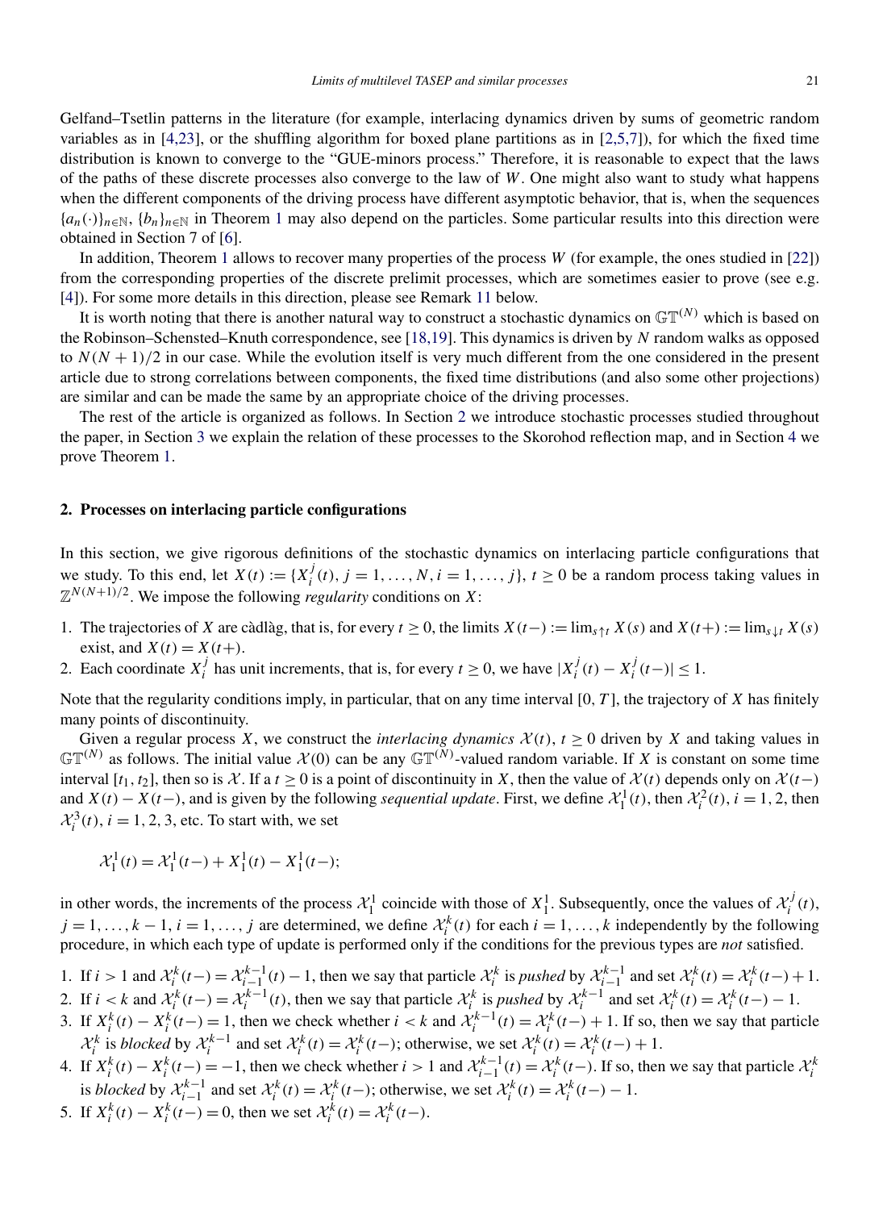Gelfand–Tsetlin patterns in the literature (for example, interlacing dynamics driven by sums of geometric random variables as in [4,23], or the shuffling algorithm for boxed plane partitions as in [2,5,7]), for which the fixed time distribution is known to converge to the "GUE-minors process." Therefore, it is reasonable to expect that the laws of the paths of these discrete processes also converge to the law of $W$. One might also want to study what happens when the different components of the driving process have different asymptotic behavior, that is, when the sequences $\{a_n(\cdot)\}_{n\in\mathbb{N}}$, $\{b_n\}_{n\in\mathbb{N}}$ in Theorem 1 may also depend on the particles. Some particular results into this direction were obtained in Section 7 of [6].

In addition, Theorem 1 allows to recover many properties of the process $W$ (for example, the ones studied in [22]) from the corresponding properties of the discrete prelimit processes, which are sometimes easier to prove (see e.g. [4]). For some more details in this direction, please see Remark 11 below.

It is worth noting that there is another natural way to construct a stochastic dynamics on $\mathbb{GT}^{(N)}$ which is based on the Robinson–Schensted–Knuth correspondence, see [18,19]. This dynamics is driven by $N$ random walks as opposed to $N(N+1)/2$ in our case. While the evolution itself is very much different from the one considered in the present article due to strong correlations between components, the fixed time distributions (and also some other projections) are similar and can be made the same by an appropriate choice of the driving processes.

The rest of the article is organized as follows. In Section 2 we introduce stochastic processes studied throughout the paper, in Section 3 we explain the relation of these processes to the Skorohod reflection map, and in Section 4 we prove Theorem 1.

## 2. Processes on interlacing particle configurations

In this section, we give rigorous definitions of the stochastic dynamics on interlacing particle configurations that we study. To this end, let $X(t) := \{X_i^j(t),\ j = 1,\dots,N,\ i = 1,\dots,j\}$, $t \ge 0$ be a random process taking values in $\mathbb{Z}^{N(N+1)/2}$. We impose the following *regularity* conditions on $X$:

1. The trajectories of $X$ are càdlàg, that is, for every $t \ge 0$, the limits $X(t-) := \lim_{s\uparrow t} X(s)$ and $X(t+) := \lim_{s\downarrow t} X(s)$ exist, and $X(t) = X(t+)$.
2. Each coordinate $X_i^j$ has unit increments, that is, for every $t \ge 0$, we have $|X_i^j(t) - X_i^j(t-)| \le 1$.

Note that the regularity conditions imply, in particular, that on any time interval $[0, T]$, the trajectory of $X$ has finitely many points of discontinuity.

Given a regular process $X$, we construct the *interlacing dynamics* $\mathcal{X}(t)$, $t \ge 0$ driven by $X$ and taking values in $\mathbb{GT}^{(N)}$ as follows. The initial value $\mathcal{X}(0)$ can be any $\mathbb{GT}^{(N)}$-valued random variable. If $X$ is constant on some time interval $[t_1, t_2]$, then so is $\mathcal{X}$. If a $t \ge 0$ is a point of discontinuity in $X$, then the value of $\mathcal{X}(t)$ depends only on $\mathcal{X}(t-)$ and $X(t) - X(t-)$, and is given by the following *sequential update*. First, we define $\mathcal{X}_1^1(t)$, then $\mathcal{X}_i^2(t)$, $i = 1, 2$, then $\mathcal{X}_i^3(t)$, $i = 1, 2, 3$, etc. To start with, we set

$$\mathcal{X}_1^1(t) = \mathcal{X}_1^1(t-) + X_1^1(t) - X_1^1(t-);$$

in other words, the increments of the process $\mathcal{X}_1^1$ coincide with those of $X_1^1$. Subsequently, once the values of $\mathcal{X}_i^j(t)$, $j = 1,\dots,k-1$, $i = 1,\dots,j$ are determined, we define $\mathcal{X}_i^k(t)$ for each $i = 1,\dots,k$ independently by the following procedure, in which each type of update is performed only if the conditions for the previous types are *not* satisfied.

1. If $i > 1$ and $\mathcal{X}_i^k(t-) = \mathcal{X}_{i-1}^{k-1}(t) - 1$, then we say that particle $\mathcal{X}_i^k$ is *pushed* by $\mathcal{X}_{i-1}^{k-1}$ and set $\mathcal{X}_i^k(t) = \mathcal{X}_i^k(t-) + 1$.
2. If $i < k$ and $\mathcal{X}_i^k(t-) = \mathcal{X}_i^{k-1}(t)$, then we say that particle $\mathcal{X}_i^k$ is *pushed* by $\mathcal{X}_i^{k-1}$ and set $\mathcal{X}_i^k(t) = \mathcal{X}_i^k(t-) - 1$.
3. If $X_i^k(t) - X_i^k(t-) = 1$, then we check whether $i < k$ and $\mathcal{X}_i^{k-1}(t) = \mathcal{X}_i^k(t-) + 1$. If so, then we say that particle $\mathcal{X}_i^k$ is *blocked* by $\mathcal{X}_i^{k-1}$ and set $\mathcal{X}_i^k(t) = \mathcal{X}_i^k(t-)$; otherwise, we set $\mathcal{X}_i^k(t) = \mathcal{X}_i^k(t-) + 1$.
4. If $X_i^k(t) - X_i^k(t-) = -1$, then we check whether $i > 1$ and $\mathcal{X}_{i-1}^{k-1}(t) = \mathcal{X}_i^k(t-)$. If so, then we say that particle $\mathcal{X}_i^k$ is *blocked* by $\mathcal{X}_{i-1}^{k-1}$ and set $\mathcal{X}_i^k(t) = \mathcal{X}_i^k(t-)$; otherwise, we set $\mathcal{X}_i^k(t) = \mathcal{X}_i^k(t-) - 1$.
5. If $X_i^k(t) - X_i^k(t-) = 0$, then we set $\mathcal{X}_i^k(t) = \mathcal{X}_i^k(t-)$.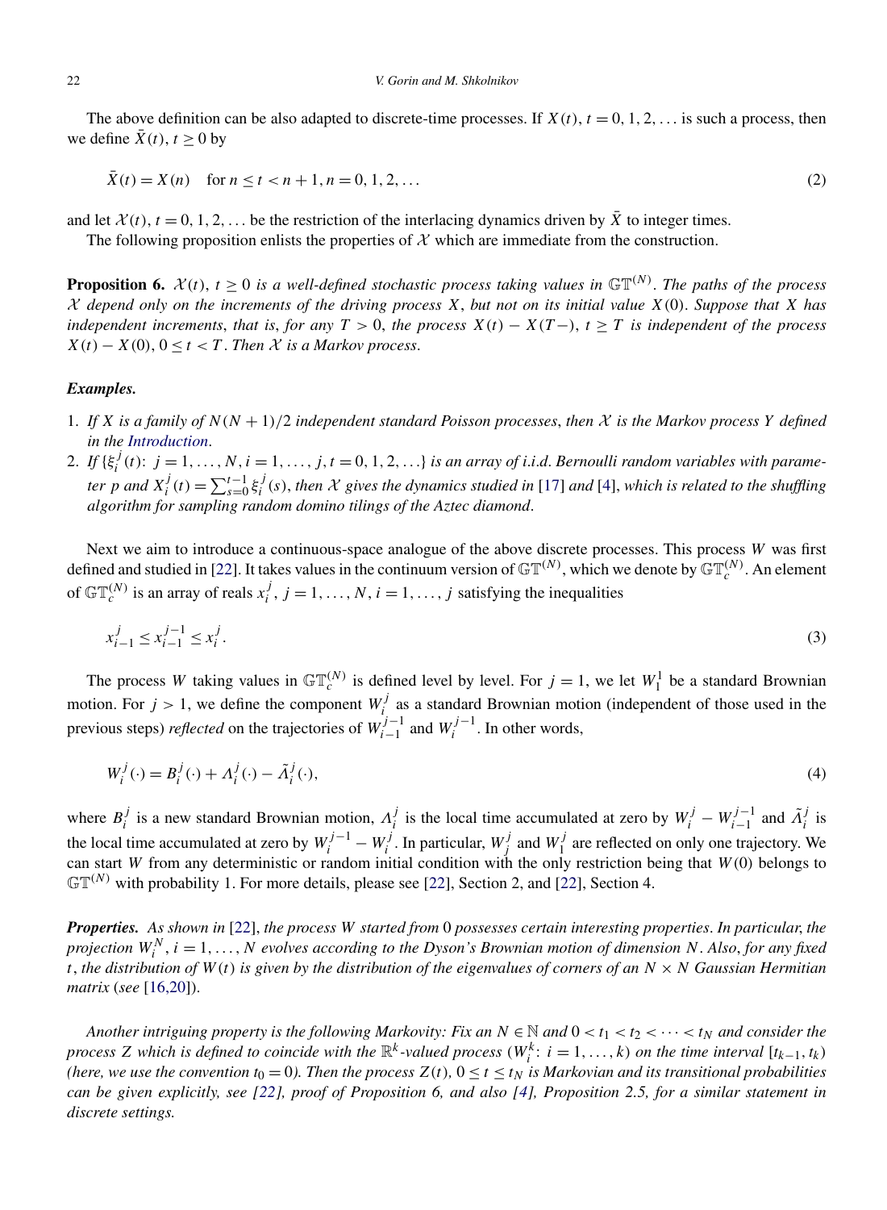The above definition can be also adapted to discrete-time processes. If $X(t)$, $t = 0, 1, 2, \ldots$ is such a process, then we define $\bar{X}(t)$, $t \geq 0$ by

$$\bar{X}(t) = X(n) \quad \text{for } n \leq t < n+1, n = 0, 1, 2, \ldots \tag{2}$$

and let $\mathcal{X}(t)$, $t = 0, 1, 2, \ldots$ be the restriction of the interlacing dynamics driven by $\bar{X}$ to integer times.

The following proposition enlists the properties of $\mathcal{X}$ which are immediate from the construction.

**Proposition 6.** *$\mathcal{X}(t)$, $t \geq 0$ is a well-defined stochastic process taking values in $\mathbb{GT}^{(N)}$. The paths of the process $\mathcal{X}$ depend only on the increments of the driving process $X$, but not on its initial value $X(0)$. Suppose that $X$ has independent increments, that is, for any $T > 0$, the process $X(t) - X(T-)$, $t \geq T$ is independent of the process $X(t) - X(0)$, $0 \leq t < T$. Then $\mathcal{X}$ is a Markov process.*

***Examples.***

1. *If $X$ is a family of $N(N+1)/2$ independent standard Poisson processes, then $\mathcal{X}$ is the Markov process $Y$ defined in the Introduction.*
2. *If $\{\xi_i^j(t)\colon j = 1, \ldots, N, i = 1, \ldots, j, t = 0, 1, 2, \ldots\}$ is an array of i.i.d. Bernoulli random variables with parameter $p$ and $X_i^j(t) = \sum_{s=0}^{t-1} \xi_i^j(s)$, then $\mathcal{X}$ gives the dynamics studied in [17] and [4], which is related to the shuffling algorithm for sampling random domino tilings of the Aztec diamond.*

Next we aim to introduce a continuous-space analogue of the above discrete processes. This process $W$ was first defined and studied in [22]. It takes values in the continuum version of $\mathbb{GT}^{(N)}$, which we denote by $\mathbb{GT}_c^{(N)}$. An element of $\mathbb{GT}_c^{(N)}$ is an array of reals $x_i^j$, $j = 1, \ldots, N$, $i = 1, \ldots, j$ satisfying the inequalities

$$x_{i-1}^j \leq x_{i-1}^{j-1} \leq x_i^j. \tag{3}$$

The process $W$ taking values in $\mathbb{GT}_c^{(N)}$ is defined level by level. For $j = 1$, we let $W_1^1$ be a standard Brownian motion. For $j > 1$, we define the component $W_i^j$ as a standard Brownian motion (independent of those used in the previous steps) *reflected* on the trajectories of $W_{i-1}^{j-1}$ and $W_i^{j-1}$. In other words,

$$W_i^j(\cdot) = B_i^j(\cdot) + \Lambda_i^j(\cdot) - \tilde{\Lambda}_i^j(\cdot), \tag{4}$$

where $B_i^j$ is a new standard Brownian motion, $\Lambda_i^j$ is the local time accumulated at zero by $W_i^j - W_{i-1}^{j-1}$ and $\tilde{\Lambda}_i^j$ is the local time accumulated at zero by $W_i^{j-1} - W_i^j$. In particular, $W_j^j$ and $W_1^j$ are reflected on only one trajectory. We can start $W$ from any deterministic or random initial condition with the only restriction being that $W(0)$ belongs to $\mathbb{GT}^{(N)}$ with probability 1. For more details, please see [22], Section 2, and [22], Section 4.

***Properties.*** *As shown in [22], the process $W$ started from 0 possesses certain interesting properties. In particular, the projection $W_i^N$, $i = 1, \ldots, N$ evolves according to the Dyson's Brownian motion of dimension $N$. Also, for any fixed $t$, the distribution of $W(t)$ is given by the distribution of the eigenvalues of corners of an $N \times N$ Gaussian Hermitian matrix (see [16,20]).*

*Another intriguing property is the following Markovity: Fix an $N \in \mathbb{N}$ and $0 < t_1 < t_2 < \cdots < t_N$ and consider the process $Z$ which is defined to coincide with the $\mathbb{R}^k$-valued process $(W_i^k\colon i = 1, \ldots, k)$ on the time interval $[t_{k-1}, t_k)$ (here, we use the convention $t_0 = 0$). Then the process $Z(t)$, $0 \leq t \leq t_N$ is Markovian and its transitional probabilities can be given explicitly, see [22], proof of Proposition 6, and also [4], Proposition 2.5, for a similar statement in discrete settings.*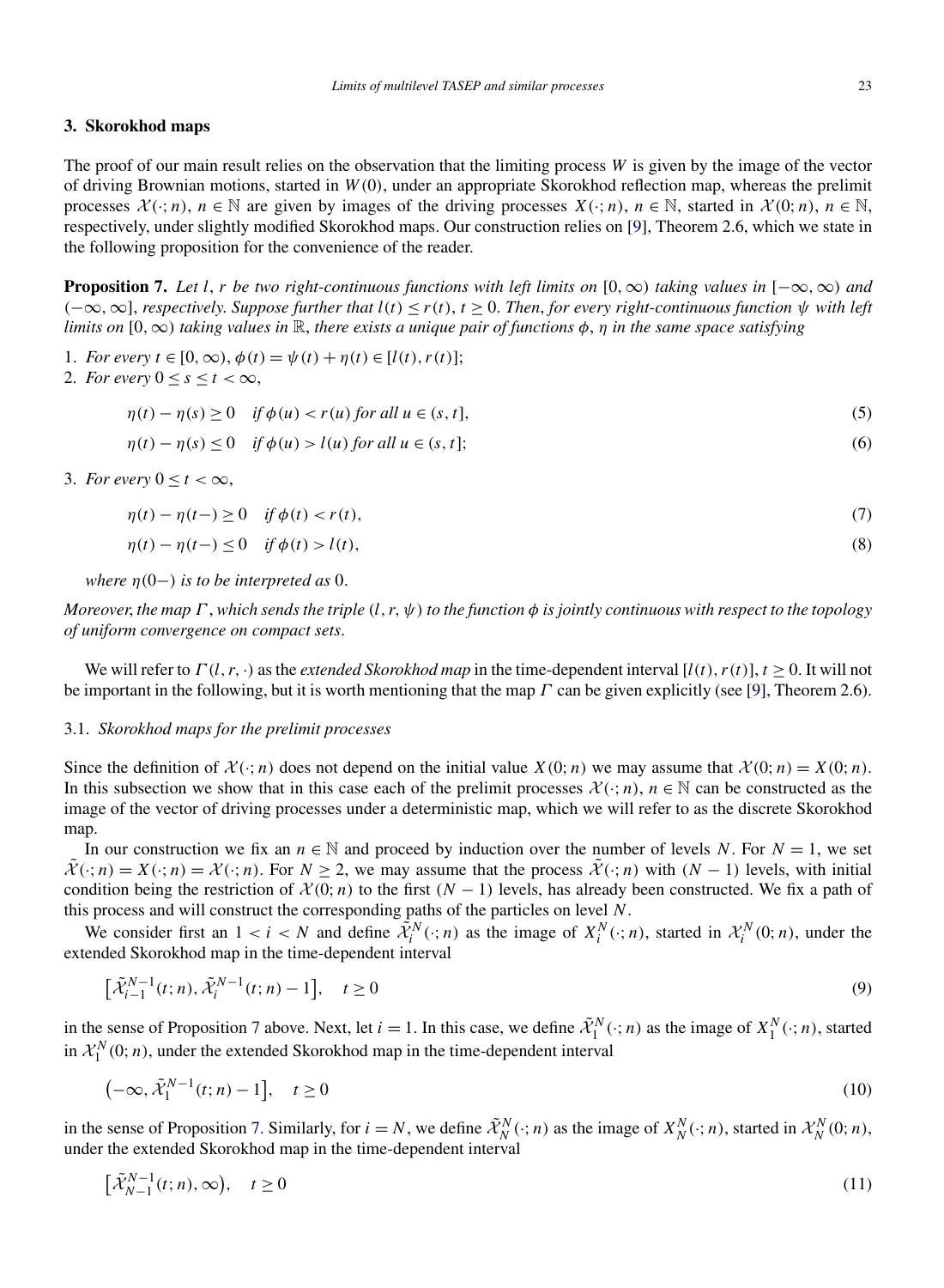## 3. Skorokhod maps

The proof of our main result relies on the observation that the limiting process $W$ is given by the image of the vector of driving Brownian motions, started in $W(0)$, under an appropriate Skorokhod reflection map, whereas the prelimit processes $\mathcal{X}(\cdot;n)$, $n\in\mathbb{N}$ are given by images of the driving processes $X(\cdot;n)$, $n\in\mathbb{N}$, started in $\mathcal{X}(0;n)$, $n\in\mathbb{N}$, respectively, under slightly modified Skorokhod maps. Our construction relies on [9], Theorem 2.6, which we state in the following proposition for the convenience of the reader.

**Proposition 7.** *Let $l$, $r$ be two right-continuous functions with left limits on $[0,\infty)$ taking values in $[-\infty,\infty)$ and $(-\infty,\infty]$, respectively. Suppose further that $l(t)\le r(t)$, $t\ge 0$. Then, for every right-continuous function $\psi$ with left limits on $[0,\infty)$ taking values in $\mathbb{R}$, there exists a unique pair of functions $\phi$, $\eta$ in the same space satisfying*

1. *For every $t\in[0,\infty)$, $\phi(t)=\psi(t)+\eta(t)\in[l(t),r(t)]$;*
2. *For every $0\le s\le t<\infty$,*

$$\eta(t)-\eta(s)\ge 0 \quad \text{if } \phi(u)<r(u) \text{ for all } u\in(s,t], \tag{5}$$

$$\eta(t)-\eta(s)\le 0 \quad \text{if } \phi(u)>l(u) \text{ for all } u\in(s,t]; \tag{6}$$

3. *For every $0\le t<\infty$,*

$$\eta(t)-\eta(t-)\ge 0 \quad \text{if } \phi(t)<r(t), \tag{7}$$

$$\eta(t)-\eta(t-)\le 0 \quad \text{if } \phi(t)>l(t), \tag{8}$$

*where $\eta(0-)$ is to be interpreted as $0$.*

*Moreover, the map $\Gamma$, which sends the triple $(l,r,\psi)$ to the function $\phi$ is jointly continuous with respect to the topology of uniform convergence on compact sets.*

We will refer to $\Gamma(l,r,\cdot)$ as the *extended Skorokhod map* in the time-dependent interval $[l(t),r(t)]$, $t\ge 0$. It will not be important in the following, but it is worth mentioning that the map $\Gamma$ can be given explicitly (see [9], Theorem 2.6).

### 3.1. *Skorokhod maps for the prelimit processes*

Since the definition of $\mathcal{X}(\cdot;n)$ does not depend on the initial value $X(0;n)$ we may assume that $\mathcal{X}(0;n)=X(0;n)$. In this subsection we show that in this case each of the prelimit processes $\mathcal{X}(\cdot;n)$, $n\in\mathbb{N}$ can be constructed as the image of the vector of driving processes under a deterministic map, which we will refer to as the discrete Skorokhod map.

In our construction we fix an $n\in\mathbb{N}$ and proceed by induction over the number of levels $N$. For $N=1$, we set $\tilde{\mathcal{X}}(\cdot;n)=X(\cdot;n)=\mathcal{X}(\cdot;n)$. For $N\ge 2$, we may assume that the process $\tilde{\mathcal{X}}(\cdot;n)$ with $(N-1)$ levels, with initial condition being the restriction of $\mathcal{X}(0;n)$ to the first $(N-1)$ levels, has already been constructed. We fix a path of this process and will construct the corresponding paths of the particles on level $N$.

We consider first an $1<i<N$ and define $\tilde{\mathcal{X}}_i^N(\cdot;n)$ as the image of $X_i^N(\cdot;n)$, started in $\mathcal{X}_i^N(0;n)$, under the extended Skorokhod map in the time-dependent interval

$$\left[\tilde{\mathcal{X}}_{i-1}^{N-1}(t;n),\tilde{\mathcal{X}}_i^{N-1}(t;n)-1\right],\quad t\ge 0 \tag{9}$$

in the sense of Proposition 7 above. Next, let $i=1$. In this case, we define $\tilde{\mathcal{X}}_1^N(\cdot;n)$ as the image of $X_1^N(\cdot;n)$, started in $\mathcal{X}_1^N(0;n)$, under the extended Skorokhod map in the time-dependent interval

$$\left(-\infty,\tilde{\mathcal{X}}_1^{N-1}(t;n)-1\right],\quad t\ge 0 \tag{10}$$

in the sense of Proposition 7. Similarly, for $i=N$, we define $\tilde{\mathcal{X}}_N^N(\cdot;n)$ as the image of $X_N^N(\cdot;n)$, started in $\mathcal{X}_N^N(0;n)$, under the extended Skorokhod map in the time-dependent interval

$$\left[\tilde{\mathcal{X}}_{N-1}^{N-1}(t;n),\infty\right),\quad t\ge 0 \tag{11}$$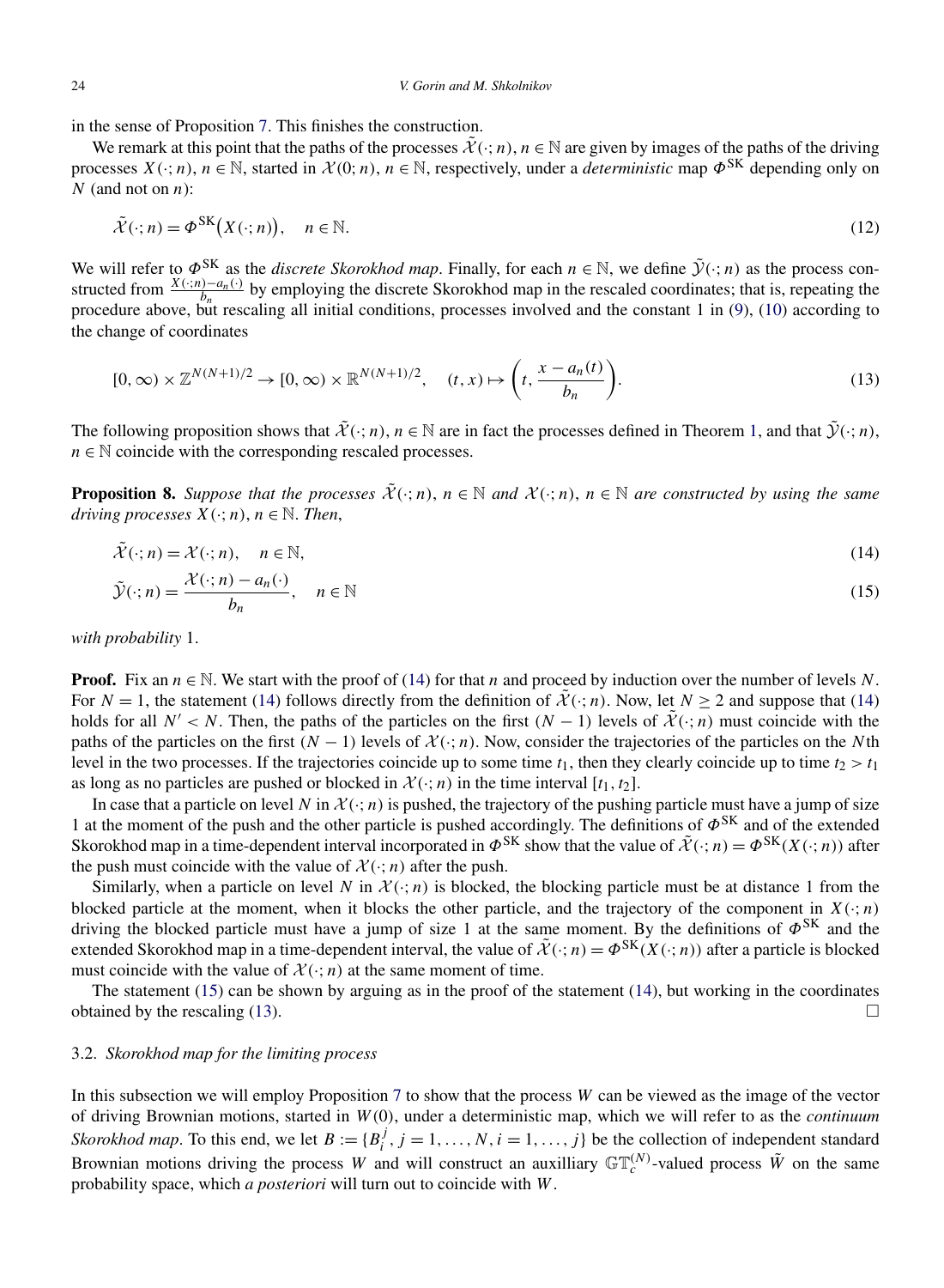in the sense of Proposition 7. This finishes the construction.

We remark at this point that the paths of the processes $\tilde{\mathcal{X}}(\cdot;n)$, $n \in \mathbb{N}$ are given by images of the paths of the driving processes $X(\cdot;n)$, $n \in \mathbb{N}$, started in $\mathcal{X}(0;n)$, $n \in \mathbb{N}$, respectively, under a *deterministic* map $\Phi^{\mathrm{SK}}$ depending only on $N$ (and not on $n$):

$$\tilde{\mathcal{X}}(\cdot;n) = \Phi^{\mathrm{SK}}\big(X(\cdot;n)\big), \quad n \in \mathbb{N}. \tag{12}$$

We will refer to $\Phi^{\mathrm{SK}}$ as the *discrete Skorokhod map*. Finally, for each $n \in \mathbb{N}$, we define $\tilde{\mathcal{Y}}(\cdot;n)$ as the process constructed from $\frac{X(\cdot;n)-a_n(\cdot)}{b_n}$ by employing the discrete Skorokhod map in the rescaled coordinates; that is, repeating the procedure above, but rescaling all initial conditions, processes involved and the constant 1 in (9), (10) according to the change of coordinates

$$[0,\infty) \times \mathbb{Z}^{N(N+1)/2} \to [0,\infty) \times \mathbb{R}^{N(N+1)/2}, \quad (t,x) \mapsto \left(t, \frac{x - a_n(t)}{b_n}\right). \tag{13}$$

The following proposition shows that $\tilde{\mathcal{X}}(\cdot;n)$, $n \in \mathbb{N}$ are in fact the processes defined in Theorem 1, and that $\tilde{\mathcal{Y}}(\cdot;n)$, $n \in \mathbb{N}$ coincide with the corresponding rescaled processes.

**Proposition 8.** *Suppose that the processes $\tilde{\mathcal{X}}(\cdot;n)$, $n \in \mathbb{N}$ and $\mathcal{X}(\cdot;n)$, $n \in \mathbb{N}$ are constructed by using the same driving processes $X(\cdot;n)$, $n \in \mathbb{N}$. Then,*

$$\tilde{\mathcal{X}}(\cdot;n) = \mathcal{X}(\cdot;n), \quad n \in \mathbb{N}, \tag{14}$$

$$\tilde{\mathcal{Y}}(\cdot;n) = \frac{\mathcal{X}(\cdot;n) - a_n(\cdot)}{b_n}, \quad n \in \mathbb{N} \tag{15}$$

*with probability* 1.

**Proof.** Fix an $n \in \mathbb{N}$. We start with the proof of (14) for that $n$ and proceed by induction over the number of levels $N$. For $N = 1$, the statement (14) follows directly from the definition of $\tilde{\mathcal{X}}(\cdot;n)$. Now, let $N \geq 2$ and suppose that (14) holds for all $N' < N$. Then, the paths of the particles on the first $(N-1)$ levels of $\tilde{\mathcal{X}}(\cdot;n)$ must coincide with the paths of the particles on the first $(N-1)$ levels of $\mathcal{X}(\cdot;n)$. Now, consider the trajectories of the particles on the $N$th level in the two processes. If the trajectories coincide up to some time $t_1$, then they clearly coincide up to time $t_2 > t_1$ as long as no particles are pushed or blocked in $\mathcal{X}(\cdot;n)$ in the time interval $[t_1, t_2]$.

In case that a particle on level $N$ in $\mathcal{X}(\cdot;n)$ is pushed, the trajectory of the pushing particle must have a jump of size 1 at the moment of the push and the other particle is pushed accordingly. The definitions of $\Phi^{\mathrm{SK}}$ and of the extended Skorokhod map in a time-dependent interval incorporated in $\Phi^{\mathrm{SK}}$ show that the value of $\tilde{\mathcal{X}}(\cdot;n) = \Phi^{\mathrm{SK}}(X(\cdot;n))$ after the push must coincide with the value of $\mathcal{X}(\cdot;n)$ after the push.

Similarly, when a particle on level $N$ in $\mathcal{X}(\cdot;n)$ is blocked, the blocking particle must be at distance 1 from the blocked particle at the moment, when it blocks the other particle, and the trajectory of the component in $X(\cdot;n)$ driving the blocked particle must have a jump of size 1 at the same moment. By the definitions of $\Phi^{\mathrm{SK}}$ and the extended Skorokhod map in a time-dependent interval, the value of $\tilde{\mathcal{X}}(\cdot;n) = \Phi^{\mathrm{SK}}(X(\cdot;n))$ after a particle is blocked must coincide with the value of $\mathcal{X}(\cdot;n)$ at the same moment of time.

The statement (15) can be shown by arguing as in the proof of the statement (14), but working in the coordinates obtained by the rescaling (13). □

### 3.2. *Skorokhod map for the limiting process*

In this subsection we will employ Proposition 7 to show that the process $W$ can be viewed as the image of the vector of driving Brownian motions, started in $W(0)$, under a deterministic map, which we will refer to as the *continuum Skorokhod map*. To this end, we let $B := \{B_i^j, j = 1, \dots, N, i = 1, \dots, j\}$ be the collection of independent standard Brownian motions driving the process $W$ and will construct an auxilliary $\mathbb{GT}_c^{(N)}$-valued process $\tilde{W}$ on the same probability space, which *a posteriori* will turn out to coincide with $W$.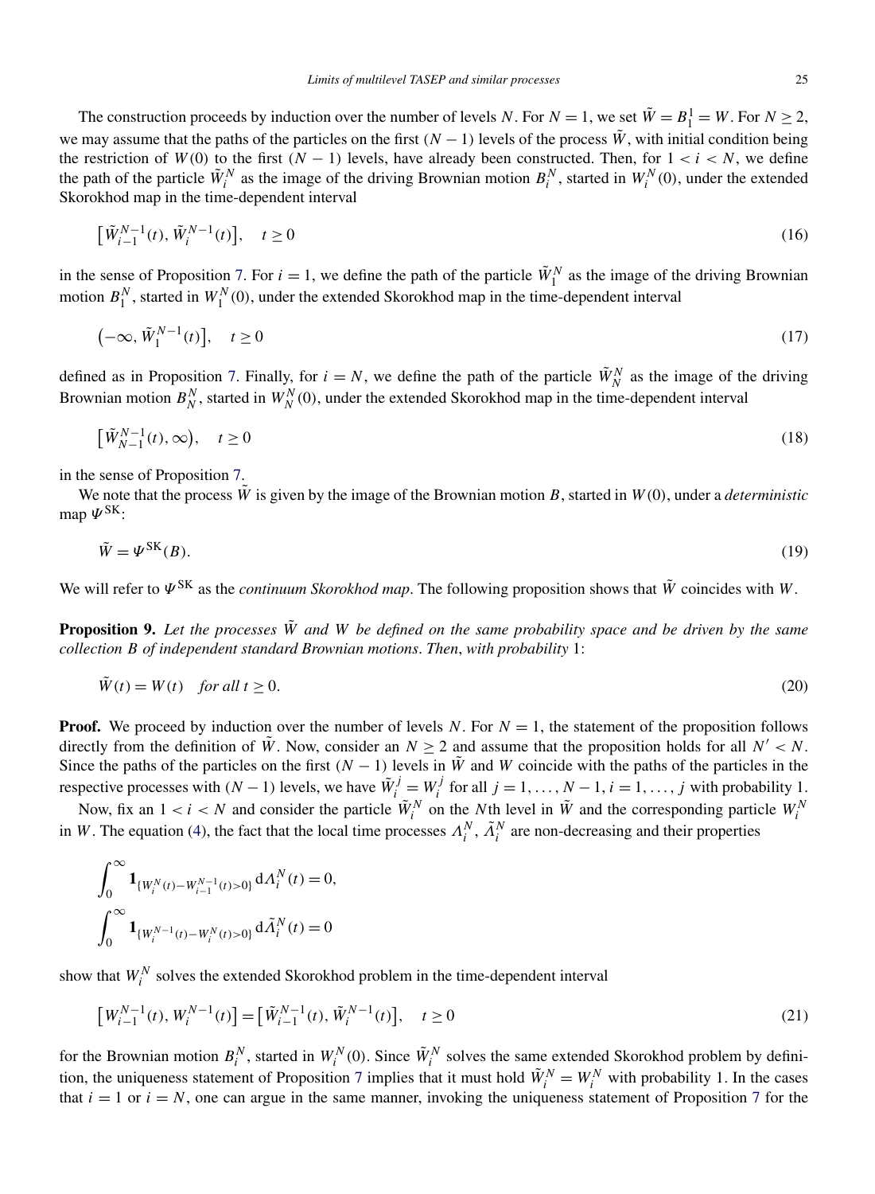The construction proceeds by induction over the number of levels $N$. For $N = 1$, we set $\tilde{W} = B_1^1 = W$. For $N \geq 2$, we may assume that the paths of the particles on the first $(N-1)$ levels of the process $\tilde{W}$, with initial condition being the restriction of $W(0)$ to the first $(N-1)$ levels, have already been constructed. Then, for $1 < i < N$, we define the path of the particle $\tilde{W}_i^N$ as the image of the driving Brownian motion $B_i^N$, started in $W_i^N(0)$, under the extended Skorokhod map in the time-dependent interval

$$\big[\tilde{W}_{i-1}^{N-1}(t), \tilde{W}_i^{N-1}(t)\big], \quad t \geq 0 \tag{16}$$

in the sense of Proposition 7. For $i = 1$, we define the path of the particle $\tilde{W}_1^N$ as the image of the driving Brownian motion $B_1^N$, started in $W_1^N(0)$, under the extended Skorokhod map in the time-dependent interval

$$\big(-\infty, \tilde{W}_1^{N-1}(t)\big], \quad t \geq 0 \tag{17}$$

defined as in Proposition 7. Finally, for $i = N$, we define the path of the particle $\tilde{W}_N^N$ as the image of the driving Brownian motion $B_N^N$, started in $W_N^N(0)$, under the extended Skorokhod map in the time-dependent interval

$$\big[\tilde{W}_{N-1}^{N-1}(t), \infty\big), \quad t \geq 0 \tag{18}$$

in the sense of Proposition 7.

We note that the process $\tilde{W}$ is given by the image of the Brownian motion $B$, started in $W(0)$, under a *deterministic* map $\Psi^{\mathrm{SK}}$:

$$\tilde{W} = \Psi^{\mathrm{SK}}(B). \tag{19}$$

We will refer to $\Psi^{\mathrm{SK}}$ as the *continuum Skorokhod map*. The following proposition shows that $\tilde{W}$ coincides with $W$.

**Proposition 9.** *Let the processes $\tilde{W}$ and $W$ be defined on the same probability space and be driven by the same collection $B$ of independent standard Brownian motions. Then, with probability* 1:

$$\tilde{W}(t) = W(t) \quad \textit{for all } t \geq 0. \tag{20}$$

**Proof.** We proceed by induction over the number of levels $N$. For $N = 1$, the statement of the proposition follows directly from the definition of $\tilde{W}$. Now, consider an $N \geq 2$ and assume that the proposition holds for all $N' < N$. Since the paths of the particles on the first $(N-1)$ levels in $\tilde{W}$ and $W$ coincide with the paths of the particles in the respective processes with $(N-1)$ levels, we have $\tilde{W}_i^j = W_i^j$ for all $j = 1, \ldots, N-1$, $i = 1, \ldots, j$ with probability 1.

Now, fix an $1 < i < N$ and consider the particle $\tilde{W}_i^N$ on the $N$th level in $\tilde{W}$ and the corresponding particle $W_i^N$ in $W$. The equation (4), the fact that the local time processes $\Lambda_i^N$, $\tilde{\Lambda}_i^N$ are non-decreasing and their properties

$$\int_0^\infty \mathbf{1}_{\{W_i^N(t) - W_{i-1}^{N-1}(t) > 0\}} \,\mathrm{d}\Lambda_i^N(t) = 0,$$
$$\int_0^\infty \mathbf{1}_{\{W_i^{N-1}(t) - W_i^N(t) > 0\}} \,\mathrm{d}\tilde{\Lambda}_i^N(t) = 0$$

show that $W_i^N$ solves the extended Skorokhod problem in the time-dependent interval

$$\big[W_{i-1}^{N-1}(t), W_i^{N-1}(t)\big] = \big[\tilde{W}_{i-1}^{N-1}(t), \tilde{W}_i^{N-1}(t)\big], \quad t \geq 0 \tag{21}$$

for the Brownian motion $B_i^N$, started in $W_i^N(0)$. Since $\tilde{W}_i^N$ solves the same extended Skorokhod problem by definition, the uniqueness statement of Proposition 7 implies that it must hold $\tilde{W}_i^N = W_i^N$ with probability 1. In the cases that $i = 1$ or $i = N$, one can argue in the same manner, invoking the uniqueness statement of Proposition 7 for the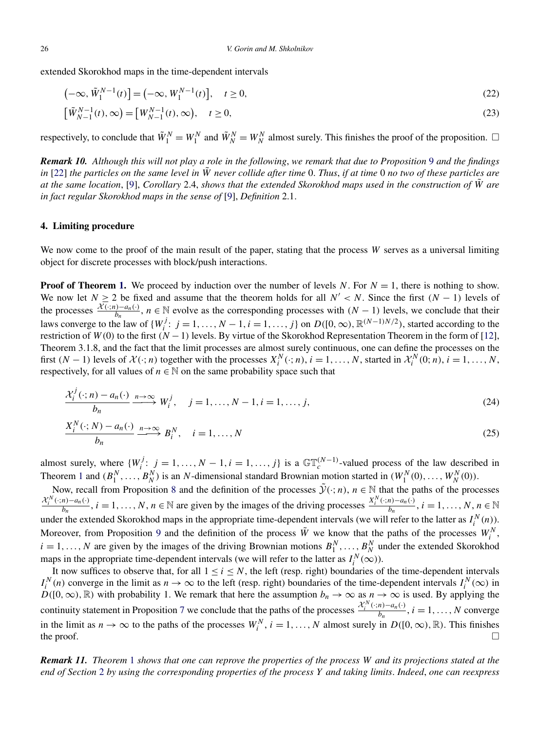extended Skorokhod maps in the time-dependent intervals

$$\big(-\infty, \tilde{W}_1^{N-1}(t)\big] = \big(-\infty, W_1^{N-1}(t)\big], \quad t \geq 0, \tag{22}$$

$$\big[\tilde{W}_{N-1}^{N-1}(t), \infty\big) = \big[W_{N-1}^{N-1}(t), \infty\big), \quad t \geq 0, \tag{23}$$

respectively, to conclude that $\tilde{W}_1^N = W_1^N$ and $\tilde{W}_N^N = W_N^N$ almost surely. This finishes the proof of the proposition. $\square$

***Remark 10.*** *Although this will not play a role in the following, we remark that due to Proposition 9 and the findings in [22] the particles on the same level in $\tilde{W}$ never collide after time 0. Thus, if at time 0 no two of these particles are at the same location, [9], Corollary 2.4, shows that the extended Skorokhod maps used in the construction of $\tilde{W}$ are in fact regular Skorokhod maps in the sense of [9], Definition 2.1.*

## 4. Limiting procedure

We now come to the proof of the main result of the paper, stating that the process $W$ serves as a universal limiting object for discrete processes with block/push interactions.

**Proof of Theorem 1.** We proceed by induction over the number of levels $N$. For $N = 1$, there is nothing to show. We now let $N \geq 2$ be fixed and assume that the theorem holds for all $N' < N$. Since the first $(N-1)$ levels of the processes $\frac{\mathcal{X}(\cdot;n)-a_n(\cdot)}{b_n}$, $n \in \mathbb{N}$ evolve as the corresponding processes with $(N-1)$ levels, we conclude that their laws converge to the law of $\{W_i^j: j = 1, \ldots, N-1, i = 1, \ldots, j\}$ on $D([0,\infty), \mathbb{R}^{(N-1)N/2})$, started according to the restriction of $W(0)$ to the first $(N-1)$ levels. By virtue of the Skorokhod Representation Theorem in the form of [12], Theorem 3.1.8, and the fact that the limit processes are almost surely continuous, one can define the processes on the first $(N-1)$ levels of $\mathcal{X}(\cdot;n)$ together with the processes $X_i^N(\cdot;n)$, $i = 1, \ldots, N$, started in $\mathcal{X}_i^N(0;n)$, $i = 1, \ldots, N$, respectively, for all values of $n \in \mathbb{N}$ on the same probability space such that

$$\frac{\mathcal{X}_i^j(\cdot;n) - a_n(\cdot)}{b_n} \xrightarrow{n\to\infty} W_i^j, \quad j = 1, \ldots, N-1, i = 1, \ldots, j, \tag{24}$$

$$\frac{X_i^N(\cdot;N) - a_n(\cdot)}{b_n} \xrightarrow{n\to\infty} B_i^N, \quad i = 1, \ldots, N \tag{25}$$

almost surely, where $\{W_i^j: j = 1, \ldots, N-1, i = 1, \ldots, j\}$ is a $\mathbb{GT}_c^{(N-1)}$-valued process of the law described in Theorem 1 and $(B_1^N, \ldots, B_N^N)$ is an $N$-dimensional standard Brownian motion started in $(W_1^N(0), \ldots, W_N^N(0))$.

Now, recall from Proposition 8 and the definition of the processes $\tilde{\mathcal{Y}}(\cdot;n)$, $n \in \mathbb{N}$ that the paths of the processes $\frac{\mathcal{X}_i^N(\cdot;n)-a_n(\cdot)}{b_n}$, $i = 1, \ldots, N$, $n \in \mathbb{N}$ are given by the images of the driving processes $\frac{X_i^N(\cdot;n)-a_n(\cdot)}{b_n}$, $i = 1, \ldots, N$, $n \in \mathbb{N}$ under the extended Skorokhod maps in the appropriate time-dependent intervals (we will refer to the latter as $I_i^N(n)$). Moreover, from Proposition 9 and the definition of the process $\tilde{W}$ we know that the paths of the processes $W_i^N$, $i = 1, \ldots, N$ are given by the images of the driving Brownian motions $B_1^N, \ldots, B_N^N$ under the extended Skorokhod maps in the appropriate time-dependent intervals (we will refer to the latter as $I_i^N(\infty)$).

It now suffices to observe that, for all $1 \leq i \leq N$, the left (resp. right) boundaries of the time-dependent intervals $I_i^N(n)$ converge in the limit as $n \to \infty$ to the left (resp. right) boundaries of the time-dependent intervals $I_i^N(\infty)$ in $D([0,\infty), \mathbb{R})$ with probability 1. We remark that here the assumption $b_n \to \infty$ as $n \to \infty$ is used. By applying the continuity statement in Proposition 7 we conclude that the paths of the processes $\frac{\mathcal{X}_i^N(\cdot;n)-a_n(\cdot)}{b_n}$, $i = 1, \ldots, N$ converge in the limit as $n \to \infty$ to the paths of the processes $W_i^N$, $i = 1, \ldots, N$ almost surely in $D([0,\infty), \mathbb{R})$. This finishes the proof. $\square$

***Remark 11.*** *Theorem 1 shows that one can reprove the properties of the process $W$ and its projections stated at the end of Section 2 by using the corresponding properties of the process $Y$ and taking limits. Indeed, one can reexpress*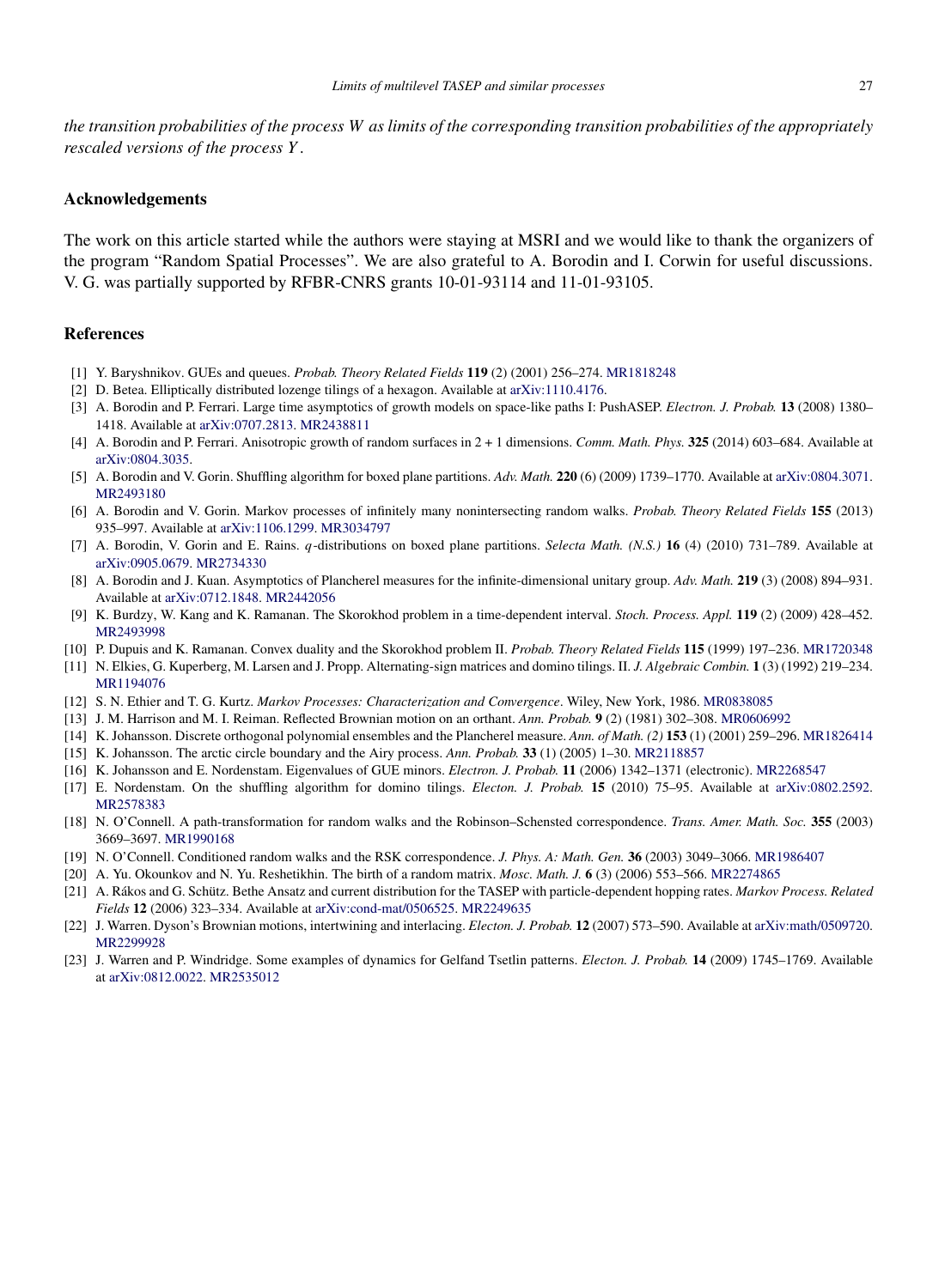*the transition probabilities of the process $W$ as limits of the corresponding transition probabilities of the appropriately rescaled versions of the process $Y$.*

## Acknowledgements

The work on this article started while the authors were staying at MSRI and we would like to thank the organizers of the program "Random Spatial Processes". We are also grateful to A. Borodin and I. Corwin for useful discussions. V. G. was partially supported by RFBR-CNRS grants 10-01-93114 and 11-01-93105.

## References

[1] Y. Baryshnikov. GUEs and queues. *Probab. Theory Related Fields* **119** (2) (2001) 256–274. MR1818248

[2] D. Betea. Elliptically distributed lozenge tilings of a hexagon. Available at arXiv:1110.4176.

[3] A. Borodin and P. Ferrari. Large time asymptotics of growth models on space-like paths I: PushASEP. *Electron. J. Probab.* **13** (2008) 1380–1418. Available at arXiv:0707.2813. MR2438811

[4] A. Borodin and P. Ferrari. Anisotropic growth of random surfaces in 2 + 1 dimensions. *Comm. Math. Phys.* **325** (2014) 603–684. Available at arXiv:0804.3035.

[5] A. Borodin and V. Gorin. Shuffling algorithm for boxed plane partitions. *Adv. Math.* **220** (6) (2009) 1739–1770. Available at arXiv:0804.3071. MR2493180

[6] A. Borodin and V. Gorin. Markov processes of infinitely many nonintersecting random walks. *Probab. Theory Related Fields* **155** (2013) 935–997. Available at arXiv:1106.1299. MR3034797

[7] A. Borodin, V. Gorin and E. Rains. $q$-distributions on boxed plane partitions. *Selecta Math. (N.S.)* **16** (4) (2010) 731–789. Available at arXiv:0905.0679. MR2734330

[8] A. Borodin and J. Kuan. Asymptotics of Plancherel measures for the infinite-dimensional unitary group. *Adv. Math.* **219** (3) (2008) 894–931. Available at arXiv:0712.1848. MR2442056

[9] K. Burdzy, W. Kang and K. Ramanan. The Skorokhod problem in a time-dependent interval. *Stoch. Process. Appl.* **119** (2) (2009) 428–452. MR2493998

[10] P. Dupuis and K. Ramanan. Convex duality and the Skorokhod problem II. *Probab. Theory Related Fields* **115** (1999) 197–236. MR1720348

[11] N. Elkies, G. Kuperberg, M. Larsen and J. Propp. Alternating-sign matrices and domino tilings. II. *J. Algebraic Combin.* **1** (3) (1992) 219–234. MR1194076

[12] S. N. Ethier and T. G. Kurtz. *Markov Processes: Characterization and Convergence*. Wiley, New York, 1986. MR0838085

[13] J. M. Harrison and M. I. Reiman. Reflected Brownian motion on an orthant. *Ann. Probab.* **9** (2) (1981) 302–308. MR0606992

[14] K. Johansson. Discrete orthogonal polynomial ensembles and the Plancherel measure. *Ann. of Math. (2)* **153** (1) (2001) 259–296. MR1826414

[15] K. Johansson. The arctic circle boundary and the Airy process. *Ann. Probab.* **33** (1) (2005) 1–30. MR2118857

[16] K. Johansson and E. Nordenstam. Eigenvalues of GUE minors. *Electron. J. Probab.* **11** (2006) 1342–1371 (electronic). MR2268547

[17] E. Nordenstam. On the shuffling algorithm for domino tilings. *Electon. J. Probab.* **15** (2010) 75–95. Available at arXiv:0802.2592. MR2578383

[18] N. O'Connell. A path-transformation for random walks and the Robinson–Schensted correspondence. *Trans. Amer. Math. Soc.* **355** (2003) 3669–3697. MR1990168

[19] N. O'Connell. Conditioned random walks and the RSK correspondence. *J. Phys. A: Math. Gen.* **36** (2003) 3049–3066. MR1986407

[20] A. Yu. Okounkov and N. Yu. Reshetikhin. The birth of a random matrix. *Mosc. Math. J.* **6** (3) (2006) 553–566. MR2274865

[21] A. Rákos and G. Schütz. Bethe Ansatz and current distribution for the TASEP with particle-dependent hopping rates. *Markov Process. Related Fields* **12** (2006) 323–334. Available at arXiv:cond-mat/0506525. MR2249635

[22] J. Warren. Dyson's Brownian motions, intertwining and interlacing. *Electon. J. Probab.* **12** (2007) 573–590. Available at arXiv:math/0509720. MR2299928

[23] J. Warren and P. Windridge. Some examples of dynamics for Gelfand Tsetlin patterns. *Electon. J. Probab.* **14** (2009) 1745–1769. Available at arXiv:0812.0022. MR2535012